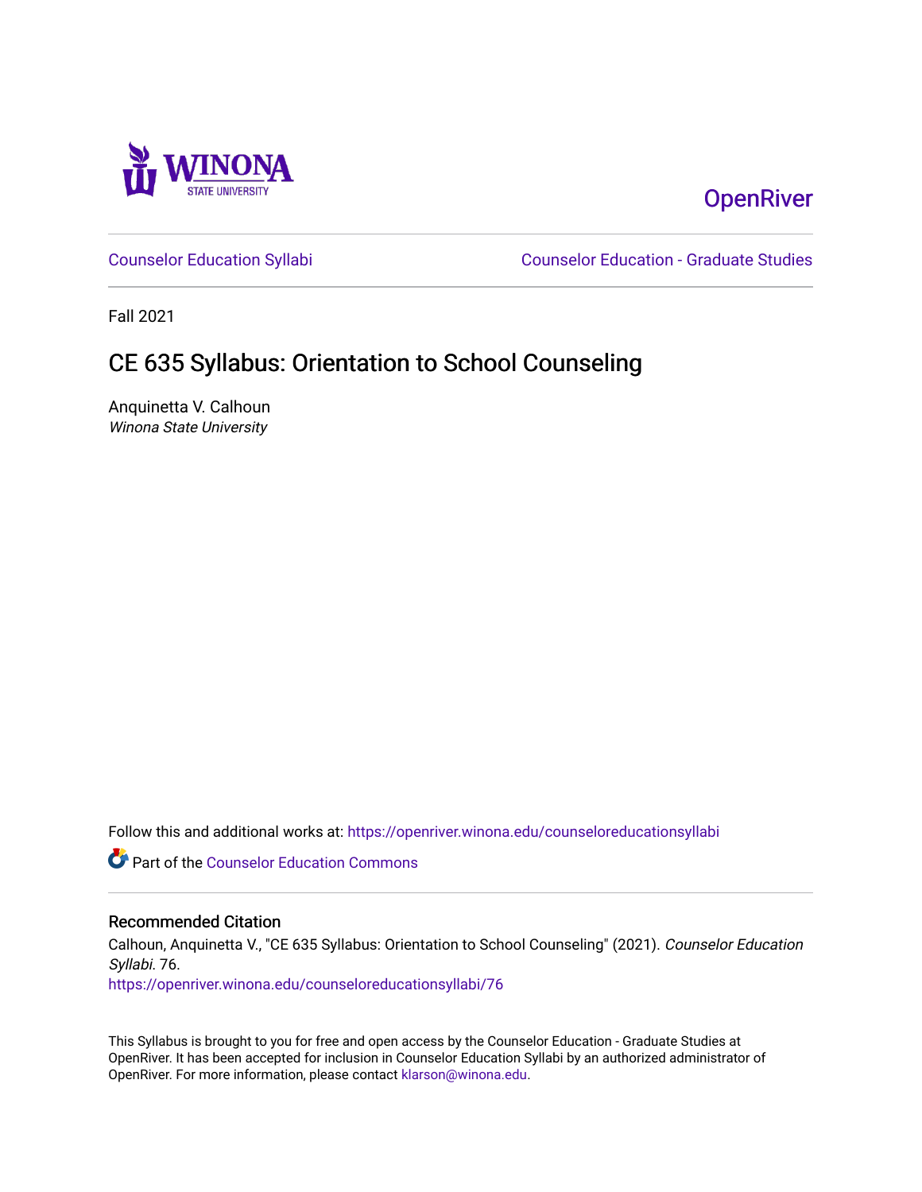Winona State University

OpenRiver

Counselor Education Syllabi

Counselor Education - Graduate Studies

Fall 2021

# CE 635 Syllabus: Orientation to School Counseling

Anquinetta V. Calhoun
*Winona State University*

Follow this and additional works at: https://openriver.winona.edu/counseloreducationsyllabi

Part of the Counselor Education Commons

## Recommended Citation

Calhoun, Anquinetta V., "CE 635 Syllabus: Orientation to School Counseling" (2021). *Counselor Education Syllabi*. 76.
https://openriver.winona.edu/counseloreducationsyllabi/76

This Syllabus is brought to you for free and open access by the Counselor Education - Graduate Studies at OpenRiver. It has been accepted for inclusion in Counselor Education Syllabi by an authorized administrator of OpenRiver. For more information, please contact klarson@winona.edu.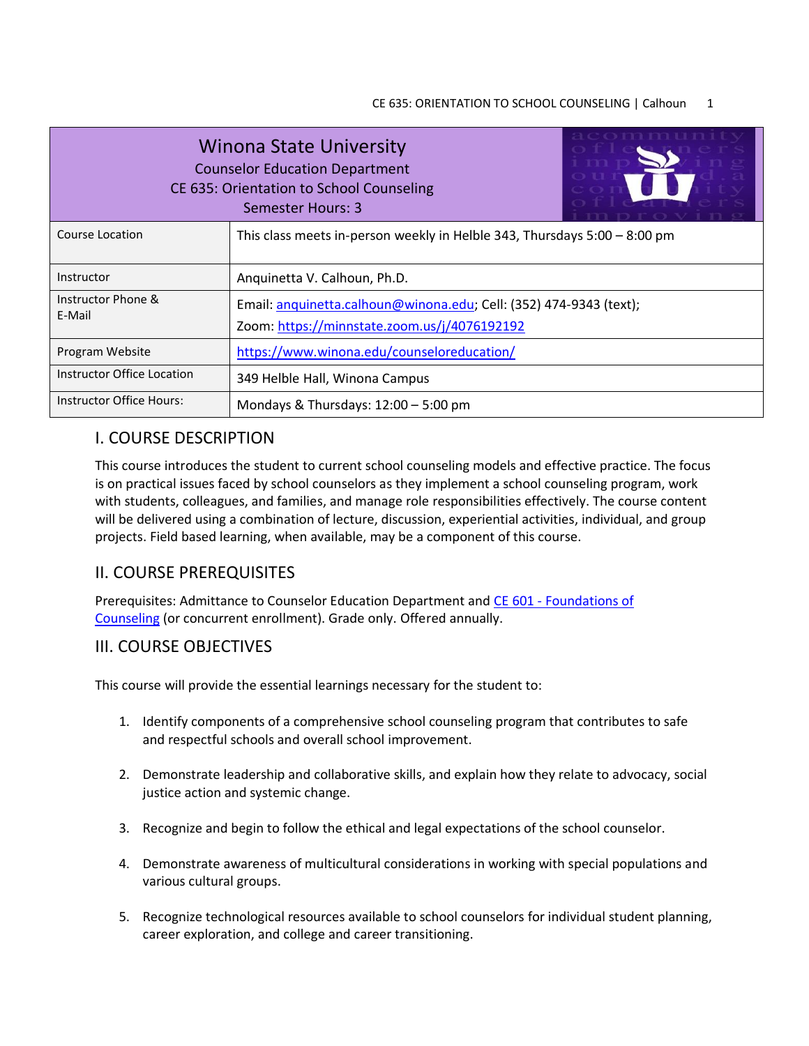| Winona State University<br>Counselor Education Department<br>CE 635: Orientation to School Counseling<br>Semester Hours: 3 | |
|---|---|
| Course Location | This class meets in-person weekly in Helble 343, Thursdays 5:00 – 8:00 pm |
| Instructor | Anquinetta V. Calhoun, Ph.D. |
| Instructor Phone & E-Mail | Email: anquinetta.calhoun@winona.edu; Cell: (352) 474-9343 (text);<br>Zoom: https://minnstate.zoom.us/j/4076192192 |
| Program Website | https://www.winona.edu/counseloreducation/ |
| Instructor Office Location | 349 Helble Hall, Winona Campus |
| Instructor Office Hours: | Mondays & Thursdays: 12:00 – 5:00 pm |

## I. COURSE DESCRIPTION

This course introduces the student to current school counseling models and effective practice. The focus is on practical issues faced by school counselors as they implement a school counseling program, work with students, colleagues, and families, and manage role responsibilities effectively. The course content will be delivered using a combination of lecture, discussion, experiential activities, individual, and group projects. Field based learning, when available, may be a component of this course.

## II. COURSE PREREQUISITES

Prerequisites: Admittance to Counselor Education Department and CE 601 - Foundations of Counseling (or concurrent enrollment). Grade only. Offered annually.

## III. COURSE OBJECTIVES

This course will provide the essential learnings necessary for the student to:

1. Identify components of a comprehensive school counseling program that contributes to safe and respectful schools and overall school improvement.

2. Demonstrate leadership and collaborative skills, and explain how they relate to advocacy, social justice action and systemic change.

3. Recognize and begin to follow the ethical and legal expectations of the school counselor.

4. Demonstrate awareness of multicultural considerations in working with special populations and various cultural groups.

5. Recognize technological resources available to school counselors for individual student planning, career exploration, and college and career transitioning.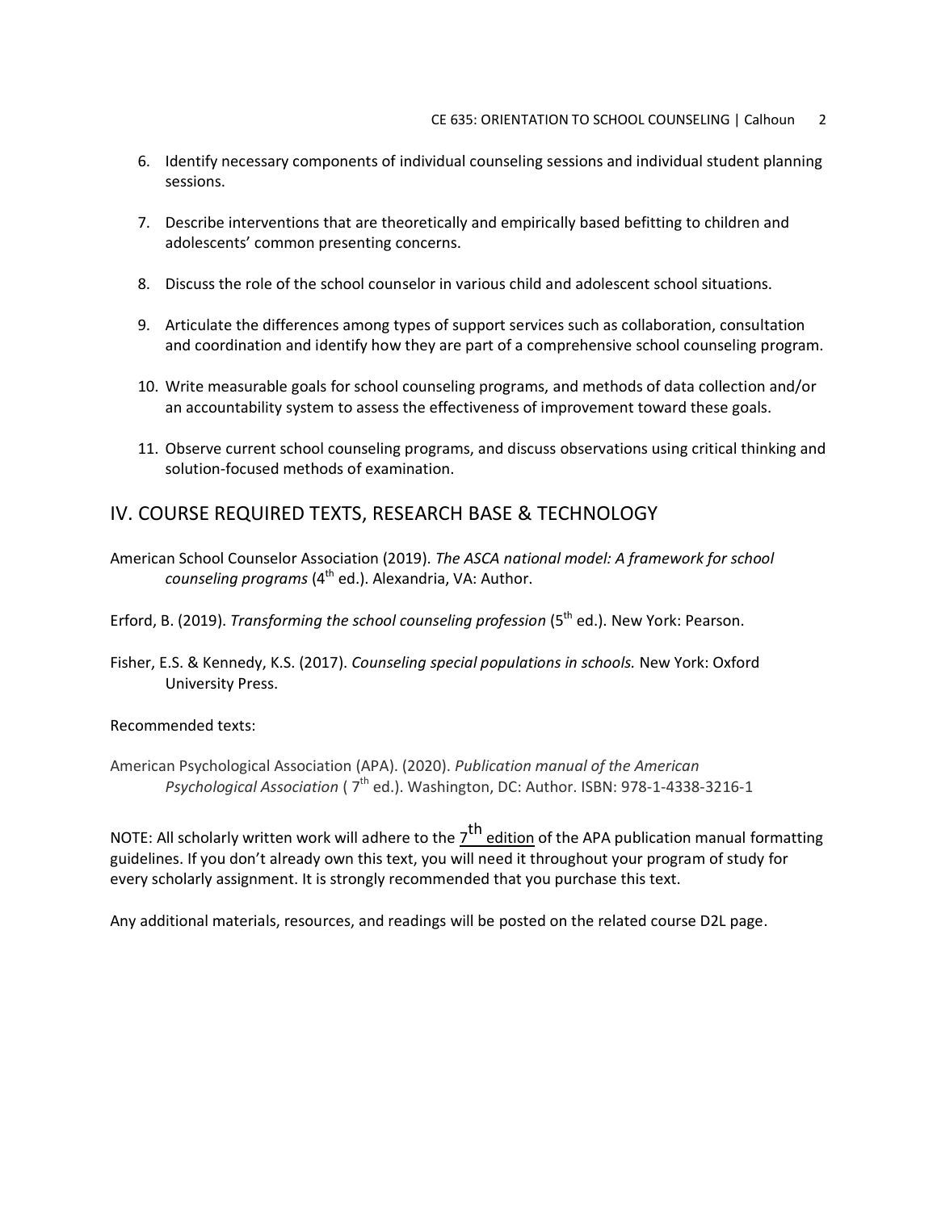6. Identify necessary components of individual counseling sessions and individual student planning sessions.

7. Describe interventions that are theoretically and empirically based befitting to children and adolescents' common presenting concerns.

8. Discuss the role of the school counselor in various child and adolescent school situations.

9. Articulate the differences among types of support services such as collaboration, consultation and coordination and identify how they are part of a comprehensive school counseling program.

10. Write measurable goals for school counseling programs, and methods of data collection and/or an accountability system to assess the effectiveness of improvement toward these goals.

11. Observe current school counseling programs, and discuss observations using critical thinking and solution-focused methods of examination.

## IV. COURSE REQUIRED TEXTS, RESEARCH BASE & TECHNOLOGY

American School Counselor Association (2019). *The ASCA national model: A framework for school counseling programs* (4th ed.). Alexandria, VA: Author.

Erford, B. (2019). *Transforming the school counseling profession* (5th ed.). New York: Pearson.

Fisher, E.S. & Kennedy, K.S. (2017). *Counseling special populations in schools.* New York: Oxford University Press.

Recommended texts:

American Psychological Association (APA). (2020). *Publication manual of the American Psychological Association* ( 7th ed.). Washington, DC: Author. ISBN: 978-1-4338-3216-1

NOTE: All scholarly written work will adhere to the 7th edition of the APA publication manual formatting guidelines. If you don't already own this text, you will need it throughout your program of study for every scholarly assignment. It is strongly recommended that you purchase this text.

Any additional materials, resources, and readings will be posted on the related course D2L page.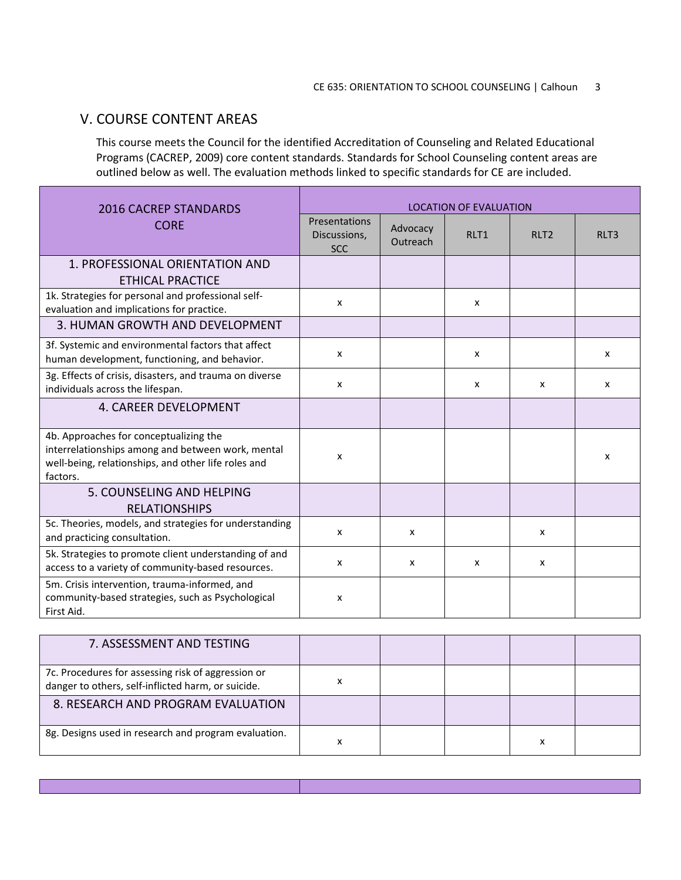## V. COURSE CONTENT AREAS

This course meets the Council for the identified Accreditation of Counseling and Related Educational Programs (CACREP, 2009) core content standards. Standards for School Counseling content areas are outlined below as well. The evaluation methods linked to specific standards for CE are included.

| 2016 CACREP STANDARDS CORE | LOCATION OF EVALUATION | | | | |
|---|---|---|---|---|---|
| | Presentations Discussions, SCC | Advocacy Outreach | RLT1 | RLT2 | RLT3 |
| 1. PROFESSIONAL ORIENTATION AND ETHICAL PRACTICE | | | | | |
| 1k. Strategies for personal and professional self-evaluation and implications for practice. | x | | x | | |
| 3. HUMAN GROWTH AND DEVELOPMENT | | | | | |
| 3f. Systemic and environmental factors that affect human development, functioning, and behavior. | x | | x | | x |
| 3g. Effects of crisis, disasters, and trauma on diverse individuals across the lifespan. | x | | x | x | x |
| 4. CAREER DEVELOPMENT | | | | | |
| 4b. Approaches for conceptualizing the interrelationships among and between work, mental well-being, relationships, and other life roles and factors. | x | | | | x |
| 5. COUNSELING AND HELPING RELATIONSHIPS | | | | | |
| 5c. Theories, models, and strategies for understanding and practicing consultation. | x | x | | x | |
| 5k. Strategies to promote client understanding of and access to a variety of community-based resources. | x | x | x | x | |
| 5m. Crisis intervention, trauma-informed, and community-based strategies, such as Psychological First Aid. | x | | | | |
| 7. ASSESSMENT AND TESTING | | | | | |
| 7c. Procedures for assessing risk of aggression or danger to others, self-inflicted harm, or suicide. | x | | | | |
| 8. RESEARCH AND PROGRAM EVALUATION | | | | | |
| 8g. Designs used in research and program evaluation. | x | | | x | |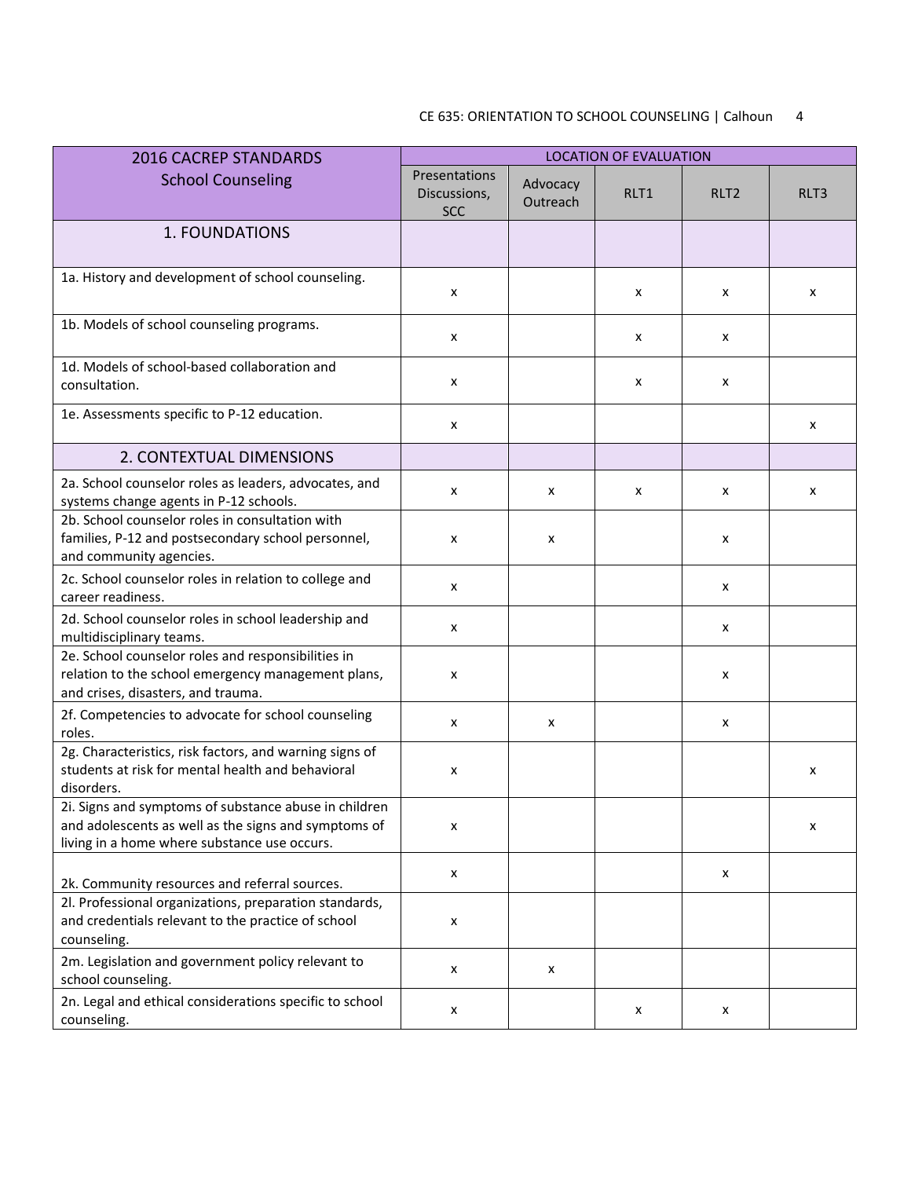| 2016 CACREP STANDARDS School Counseling | LOCATION OF EVALUATION | | | | |
|---|---|---|---|---|---|
| | Presentations Discussions, SCC | Advocacy Outreach | RLT1 | RLT2 | RLT3 |
| 1. FOUNDATIONS | | | | | |
| 1a. History and development of school counseling. | x | | x | x | x |
| 1b. Models of school counseling programs. | x | | x | x | |
| 1d. Models of school-based collaboration and consultation. | x | | x | x | |
| 1e. Assessments specific to P-12 education. | x | | | | x |
| 2. CONTEXTUAL DIMENSIONS | | | | | |
| 2a. School counselor roles as leaders, advocates, and systems change agents in P-12 schools. | x | x | x | x | x |
| 2b. School counselor roles in consultation with families, P-12 and postsecondary school personnel, and community agencies. | x | x | | x | |
| 2c. School counselor roles in relation to college and career readiness. | x | | | x | |
| 2d. School counselor roles in school leadership and multidisciplinary teams. | x | | | x | |
| 2e. School counselor roles and responsibilities in relation to the school emergency management plans, and crises, disasters, and trauma. | x | | | x | |
| 2f. Competencies to advocate for school counseling roles. | x | x | | x | |
| 2g. Characteristics, risk factors, and warning signs of students at risk for mental health and behavioral disorders. | x | | | | x |
| 2i. Signs and symptoms of substance abuse in children and adolescents as well as the signs and symptoms of living in a home where substance use occurs. | x | | | | x |
| 2k. Community resources and referral sources. | x | | | x | |
| 2l. Professional organizations, preparation standards, and credentials relevant to the practice of school counseling. | x | | | | |
| 2m. Legislation and government policy relevant to school counseling. | x | x | | | |
| 2n. Legal and ethical considerations specific to school counseling. | x | | x | x | |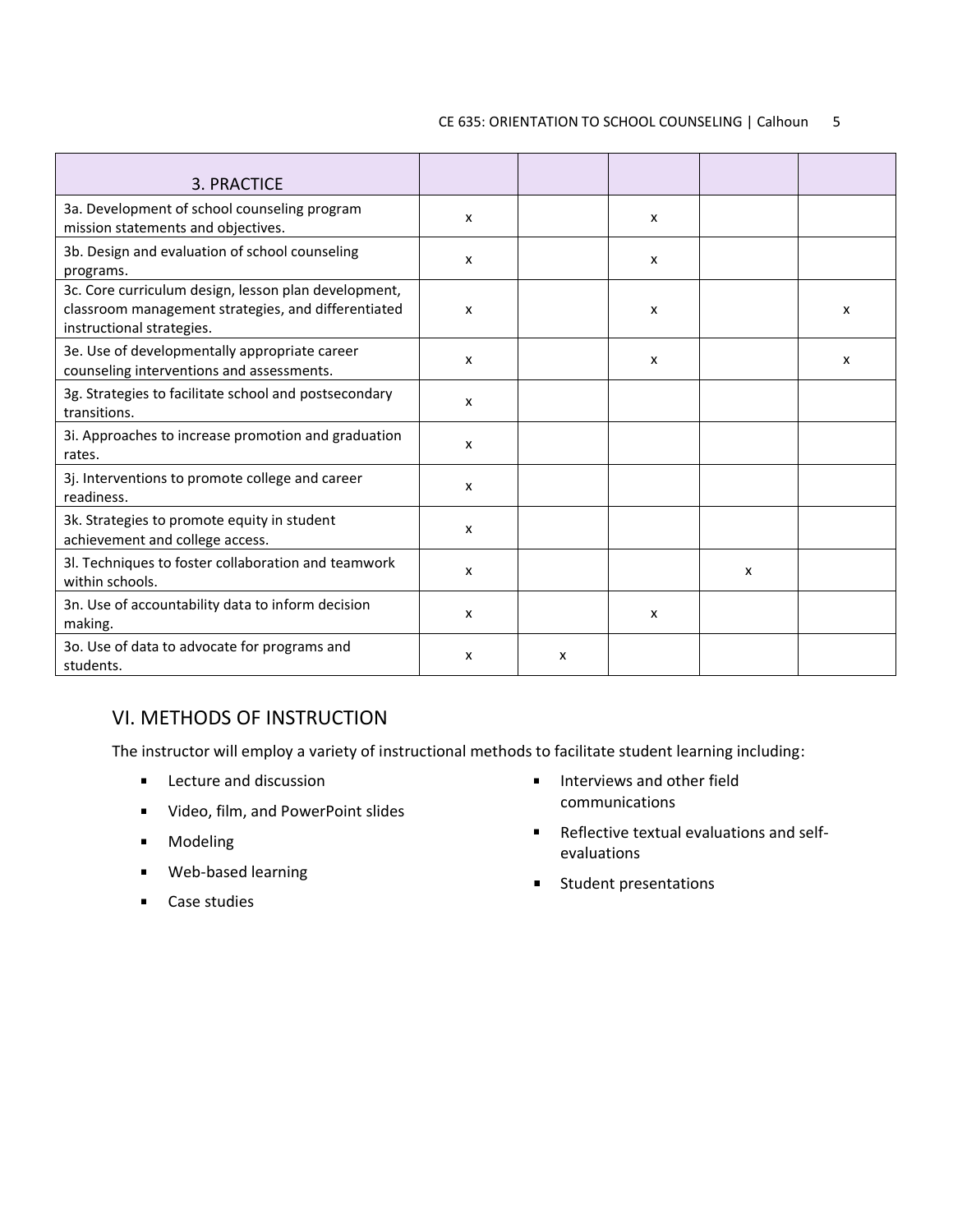| 3. PRACTICE | | | | | |
|---|---|---|---|---|---|
| 3a. Development of school counseling program mission statements and objectives. | x | | x | | |
| 3b. Design and evaluation of school counseling programs. | x | | x | | |
| 3c. Core curriculum design, lesson plan development, classroom management strategies, and differentiated instructional strategies. | x | | x | | x |
| 3e. Use of developmentally appropriate career counseling interventions and assessments. | x | | x | | x |
| 3g. Strategies to facilitate school and postsecondary transitions. | x | | | | |
| 3i. Approaches to increase promotion and graduation rates. | x | | | | |
| 3j. Interventions to promote college and career readiness. | x | | | | |
| 3k. Strategies to promote equity in student achievement and college access. | x | | | | |
| 3l. Techniques to foster collaboration and teamwork within schools. | x | | | x | |
| 3n. Use of accountability data to inform decision making. | x | | x | | |
| 3o. Use of data to advocate for programs and students. | x | x | | | |

## VI. METHODS OF INSTRUCTION

The instructor will employ a variety of instructional methods to facilitate student learning including:

- Lecture and discussion
- Video, film, and PowerPoint slides
- Modeling
- Web-based learning
- Case studies
- Interviews and other field communications
- Reflective textual evaluations and self-evaluations
- Student presentations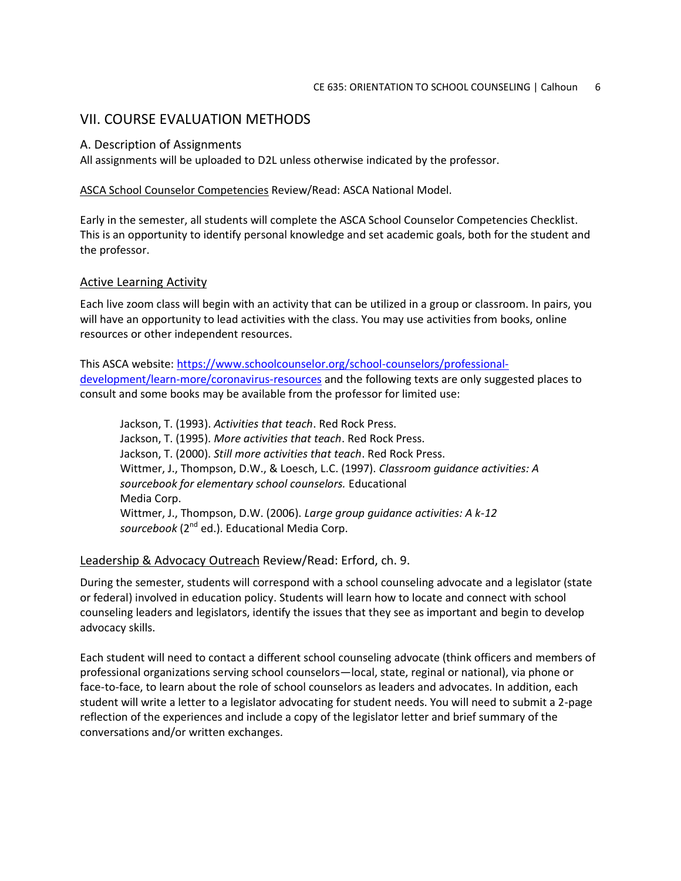## VII. COURSE EVALUATION METHODS

### A. Description of Assignments

All assignments will be uploaded to D2L unless otherwise indicated by the professor.

ASCA School Counselor Competencies Review/Read: ASCA National Model.

Early in the semester, all students will complete the ASCA School Counselor Competencies Checklist. This is an opportunity to identify personal knowledge and set academic goals, both for the student and the professor.

#### Active Learning Activity

Each live zoom class will begin with an activity that can be utilized in a group or classroom. In pairs, you will have an opportunity to lead activities with the class. You may use activities from books, online resources or other independent resources.

This ASCA website: https://www.schoolcounselor.org/school-counselors/professional-development/learn-more/coronavirus-resources and the following texts are only suggested places to consult and some books may be available from the professor for limited use:

> Jackson, T. (1993). *Activities that teach*. Red Rock Press.
> Jackson, T. (1995). *More activities that teach*. Red Rock Press.
> Jackson, T. (2000). *Still more activities that teach*. Red Rock Press.
> Wittmer, J., Thompson, D.W., & Loesch, L.C. (1997). *Classroom guidance activities: A sourcebook for elementary school counselors.* Educational Media Corp.
> Wittmer, J., Thompson, D.W. (2006). *Large group guidance activities: A k-12 sourcebook* (2nd ed.). Educational Media Corp.

#### Leadership & Advocacy Outreach Review/Read: Erford, ch. 9.

During the semester, students will correspond with a school counseling advocate and a legislator (state or federal) involved in education policy. Students will learn how to locate and connect with school counseling leaders and legislators, identify the issues that they see as important and begin to develop advocacy skills.

Each student will need to contact a different school counseling advocate (think officers and members of professional organizations serving school counselors—local, state, reginal or national), via phone or face-to-face, to learn about the role of school counselors as leaders and advocates. In addition, each student will write a letter to a legislator advocating for student needs. You will need to submit a 2-page reflection of the experiences and include a copy of the legislator letter and brief summary of the conversations and/or written exchanges.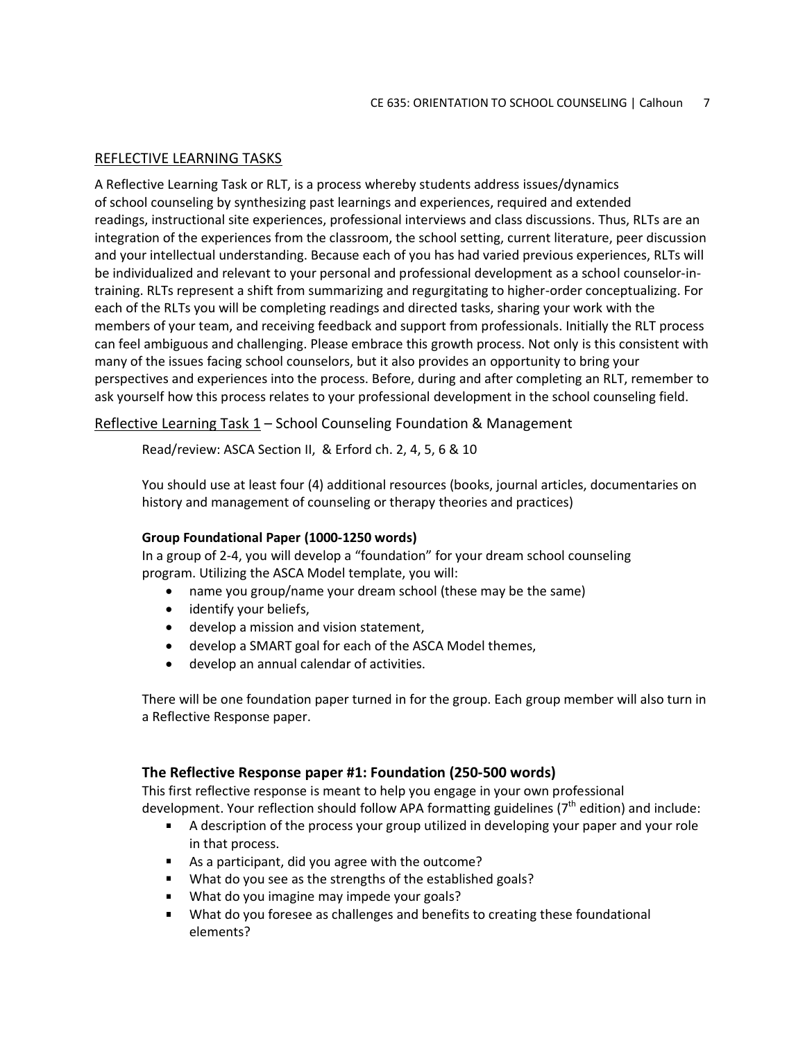## REFLECTIVE LEARNING TASKS

A Reflective Learning Task or RLT, is a process whereby students address issues/dynamics of school counseling by synthesizing past learnings and experiences, required and extended readings, instructional site experiences, professional interviews and class discussions. Thus, RLTs are an integration of the experiences from the classroom, the school setting, current literature, peer discussion and your intellectual understanding. Because each of you has had varied previous experiences, RLTs will be individualized and relevant to your personal and professional development as a school counselor-in-training. RLTs represent a shift from summarizing and regurgitating to higher-order conceptualizing. For each of the RLTs you will be completing readings and directed tasks, sharing your work with the members of your team, and receiving feedback and support from professionals. Initially the RLT process can feel ambiguous and challenging. Please embrace this growth process. Not only is this consistent with many of the issues facing school counselors, but it also provides an opportunity to bring your perspectives and experiences into the process. Before, during and after completing an RLT, remember to ask yourself how this process relates to your professional development in the school counseling field.

### Reflective Learning Task 1 – School Counseling Foundation & Management

Read/review: ASCA Section II, & Erford ch. 2, 4, 5, 6 & 10

You should use at least four (4) additional resources (books, journal articles, documentaries on history and management of counseling or therapy theories and practices)

**Group Foundational Paper (1000-1250 words)**

In a group of 2-4, you will develop a "foundation" for your dream school counseling program. Utilizing the ASCA Model template, you will:

- name you group/name your dream school (these may be the same)
- identify your beliefs,
- develop a mission and vision statement,
- develop a SMART goal for each of the ASCA Model themes,
- develop an annual calendar of activities.

There will be one foundation paper turned in for the group. Each group member will also turn in a Reflective Response paper.

### The Reflective Response paper #1: Foundation (250-500 words)

This first reflective response is meant to help you engage in your own professional development. Your reflection should follow APA formatting guidelines (7th edition) and include:

- A description of the process your group utilized in developing your paper and your role in that process.
- As a participant, did you agree with the outcome?
- What do you see as the strengths of the established goals?
- What do you imagine may impede your goals?
- What do you foresee as challenges and benefits to creating these foundational elements?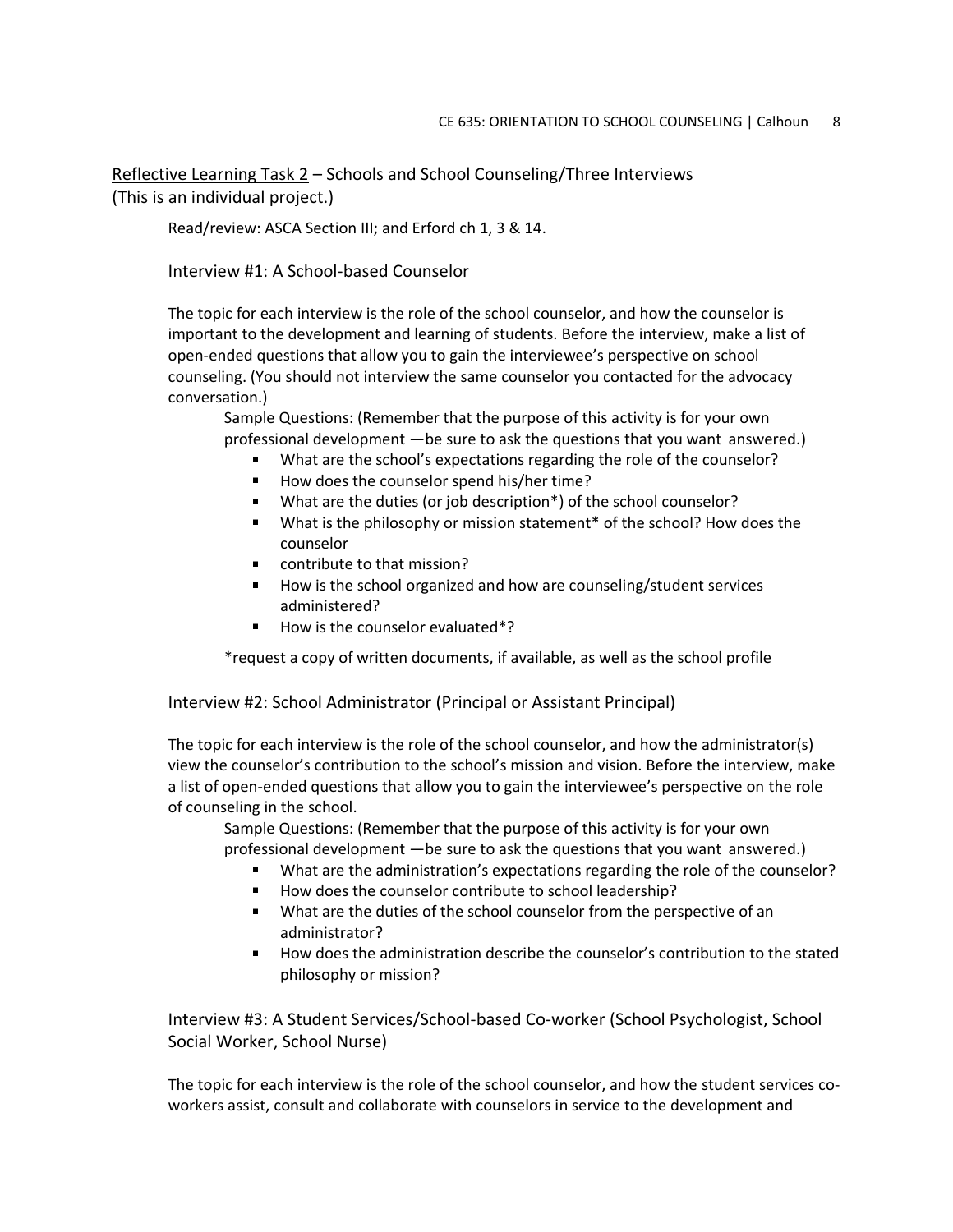<u>Reflective Learning Task 2</u> – Schools and School Counseling/Three Interviews
(This is an individual project.)

Read/review: ASCA Section III; and Erford ch 1, 3 & 14.

### Interview #1: A School-based Counselor

The topic for each interview is the role of the school counselor, and how the counselor is important to the development and learning of students. Before the interview, make a list of open-ended questions that allow you to gain the interviewee's perspective on school counseling. (You should not interview the same counselor you contacted for the advocacy conversation.)

Sample Questions: (Remember that the purpose of this activity is for your own professional development —be sure to ask the questions that you want answered.)

- What are the school's expectations regarding the role of the counselor?
- How does the counselor spend his/her time?
- What are the duties (or job description*) of the school counselor?
- What is the philosophy or mission statement* of the school? How does the counselor
- contribute to that mission?
- How is the school organized and how are counseling/student services administered?
- How is the counselor evaluated*?

*request a copy of written documents, if available, as well as the school profile

### Interview #2: School Administrator (Principal or Assistant Principal)

The topic for each interview is the role of the school counselor, and how the administrator(s) view the counselor's contribution to the school's mission and vision. Before the interview, make a list of open-ended questions that allow you to gain the interviewee's perspective on the role of counseling in the school.

Sample Questions: (Remember that the purpose of this activity is for your own professional development —be sure to ask the questions that you want answered.)

- What are the administration's expectations regarding the role of the counselor?
- How does the counselor contribute to school leadership?
- What are the duties of the school counselor from the perspective of an administrator?
- How does the administration describe the counselor's contribution to the stated philosophy or mission?

### Interview #3: A Student Services/School-based Co-worker (School Psychologist, School Social Worker, School Nurse)

The topic for each interview is the role of the school counselor, and how the student services co-workers assist, consult and collaborate with counselors in service to the development and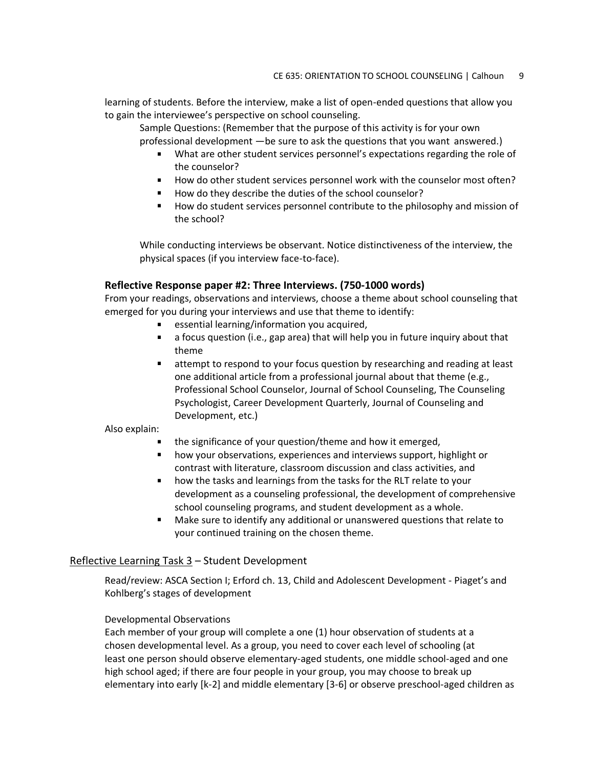learning of students. Before the interview, make a list of open-ended questions that allow you to gain the interviewee's perspective on school counseling.

Sample Questions: (Remember that the purpose of this activity is for your own professional development —be sure to ask the questions that you want answered.)

- What are other student services personnel's expectations regarding the role of the counselor?
- How do other student services personnel work with the counselor most often?
- How do they describe the duties of the school counselor?
- How do student services personnel contribute to the philosophy and mission of the school?

While conducting interviews be observant. Notice distinctiveness of the interview, the physical spaces (if you interview face-to-face).

### Reflective Response paper #2: Three Interviews. (750-1000 words)

From your readings, observations and interviews, choose a theme about school counseling that emerged for you during your interviews and use that theme to identify:

- essential learning/information you acquired,
- a focus question (i.e., gap area) that will help you in future inquiry about that theme
- attempt to respond to your focus question by researching and reading at least one additional article from a professional journal about that theme (e.g., Professional School Counselor, Journal of School Counseling, The Counseling Psychologist, Career Development Quarterly, Journal of Counseling and Development, etc.)

Also explain:

- the significance of your question/theme and how it emerged,
- how your observations, experiences and interviews support, highlight or contrast with literature, classroom discussion and class activities, and
- how the tasks and learnings from the tasks for the RLT relate to your development as a counseling professional, the development of comprehensive school counseling programs, and student development as a whole.
- Make sure to identify any additional or unanswered questions that relate to your continued training on the chosen theme.

## Reflective Learning Task 3 – Student Development

Read/review: ASCA Section I; Erford ch. 13, Child and Adolescent Development - Piaget's and Kohlberg's stages of development

Developmental Observations

Each member of your group will complete a one (1) hour observation of students at a chosen developmental level. As a group, you need to cover each level of schooling (at least one person should observe elementary-aged students, one middle school-aged and one high school aged; if there are four people in your group, you may choose to break up elementary into early [k-2] and middle elementary [3-6] or observe preschool-aged children as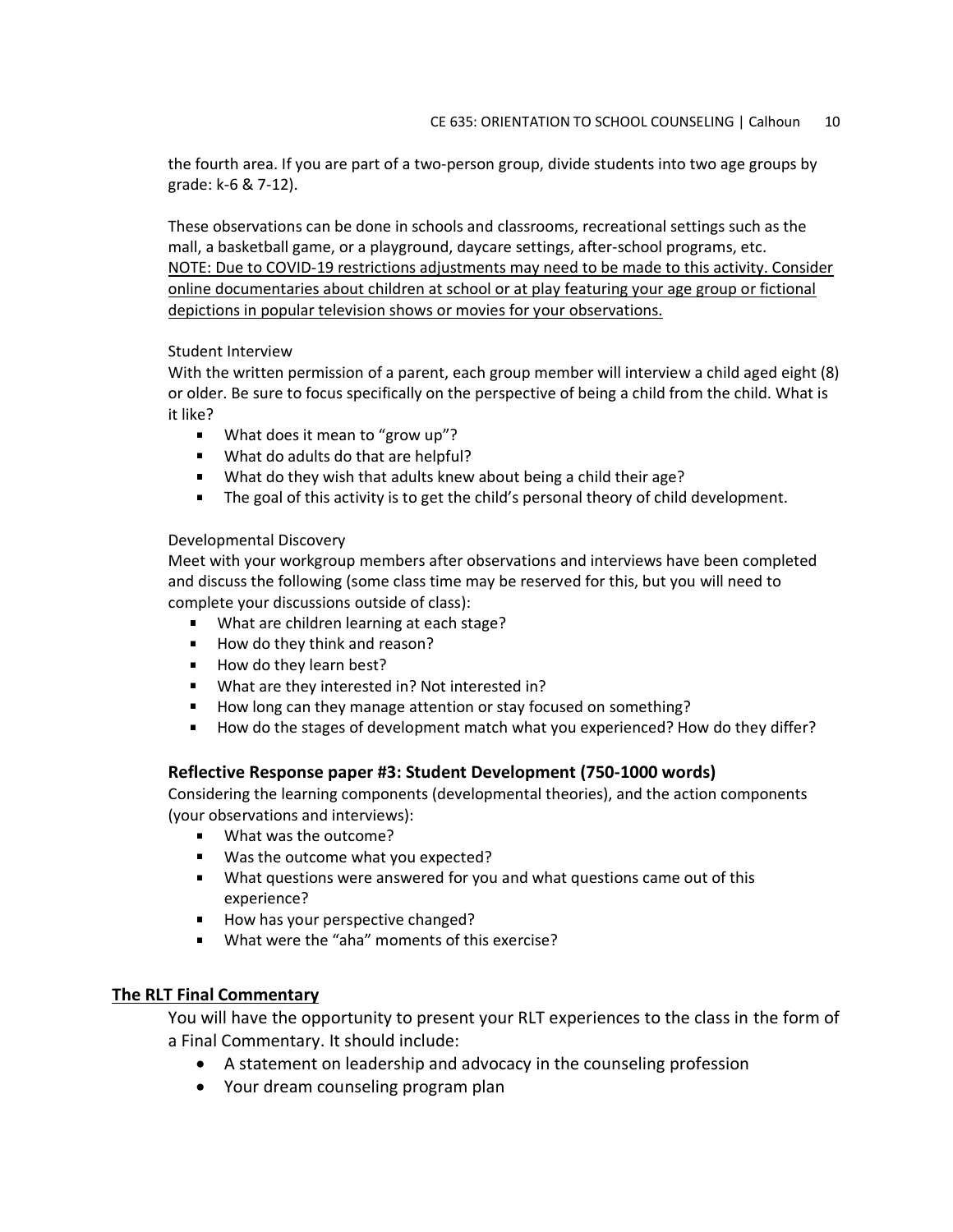the fourth area. If you are part of a two-person group, divide students into two age groups by grade: k-6 & 7-12).

These observations can be done in schools and classrooms, recreational settings such as the mall, a basketball game, or a playground, daycare settings, after-school programs, etc. <u>NOTE: Due to COVID-19 restrictions adjustments may need to be made to this activity. Consider online documentaries about children at school or at play featuring your age group or fictional depictions in popular television shows or movies for your observations.</u>

Student Interview

With the written permission of a parent, each group member will interview a child aged eight (8) or older. Be sure to focus specifically on the perspective of being a child from the child. What is it like?

- What does it mean to "grow up"?
- What do adults do that are helpful?
- What do they wish that adults knew about being a child their age?
- The goal of this activity is to get the child's personal theory of child development.

Developmental Discovery

Meet with your workgroup members after observations and interviews have been completed and discuss the following (some class time may be reserved for this, but you will need to complete your discussions outside of class):

- What are children learning at each stage?
- How do they think and reason?
- How do they learn best?
- What are they interested in? Not interested in?
- How long can they manage attention or stay focused on something?
- How do the stages of development match what you experienced? How do they differ?

### Reflective Response paper #3: Student Development (750-1000 words)

Considering the learning components (developmental theories), and the action components (your observations and interviews):

- What was the outcome?
- Was the outcome what you expected?
- What questions were answered for you and what questions came out of this experience?
- How has your perspective changed?
- What were the "aha" moments of this exercise?

## <u>The RLT Final Commentary</u>

You will have the opportunity to present your RLT experiences to the class in the form of a Final Commentary. It should include:

- A statement on leadership and advocacy in the counseling profession
- Your dream counseling program plan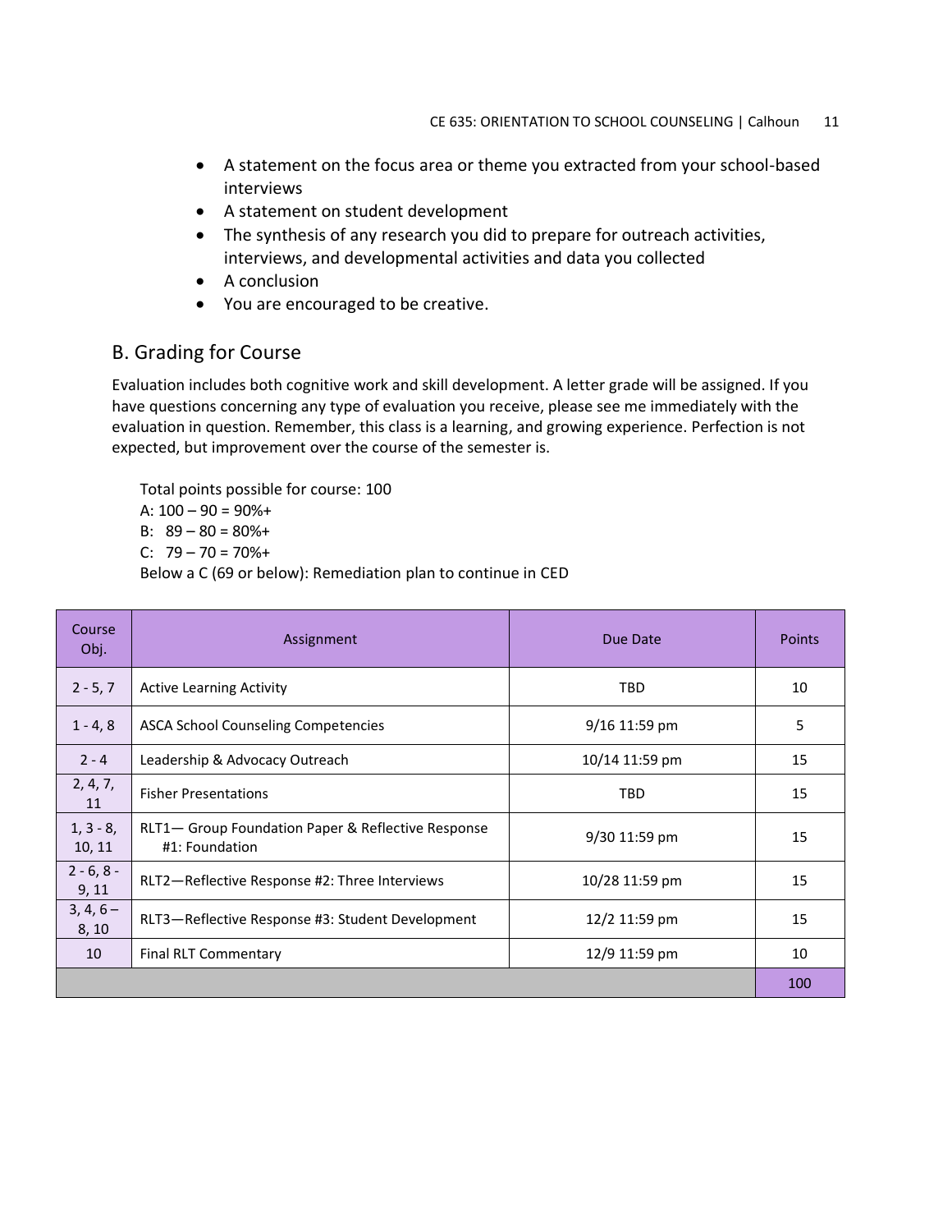- A statement on the focus area or theme you extracted from your school-based interviews
- A statement on student development
- The synthesis of any research you did to prepare for outreach activities, interviews, and developmental activities and data you collected
- A conclusion
- You are encouraged to be creative.

## B. Grading for Course

Evaluation includes both cognitive work and skill development. A letter grade will be assigned. If you have questions concerning any type of evaluation you receive, please see me immediately with the evaluation in question. Remember, this class is a learning, and growing experience. Perfection is not expected, but improvement over the course of the semester is.

Total points possible for course: 100
A: 100 – 90 = 90%+
B: 89 – 80 = 80%+
C: 79 – 70 = 70%+
Below a C (69 or below): Remediation plan to continue in CED

| Course Obj. | Assignment | Due Date | Points |
|---|---|---|---|
| 2 - 5, 7 | Active Learning Activity | TBD | 10 |
| 1 - 4, 8 | ASCA School Counseling Competencies | 9/16 11:59 pm | 5 |
| 2 - 4 | Leadership & Advocacy Outreach | 10/14 11:59 pm | 15 |
| 2, 4, 7, 11 | Fisher Presentations | TBD | 15 |
| 1, 3 - 8, 10, 11 | RLT1— Group Foundation Paper & Reflective Response #1: Foundation | 9/30 11:59 pm | 15 |
| 2 - 6, 8 - 9, 11 | RLT2—Reflective Response #2: Three Interviews | 10/28 11:59 pm | 15 |
| 3, 4, 6 – 8, 10 | RLT3—Reflective Response #3: Student Development | 12/2 11:59 pm | 15 |
| 10 | Final RLT Commentary | 12/9 11:59 pm | 10 |
| | | | 100 |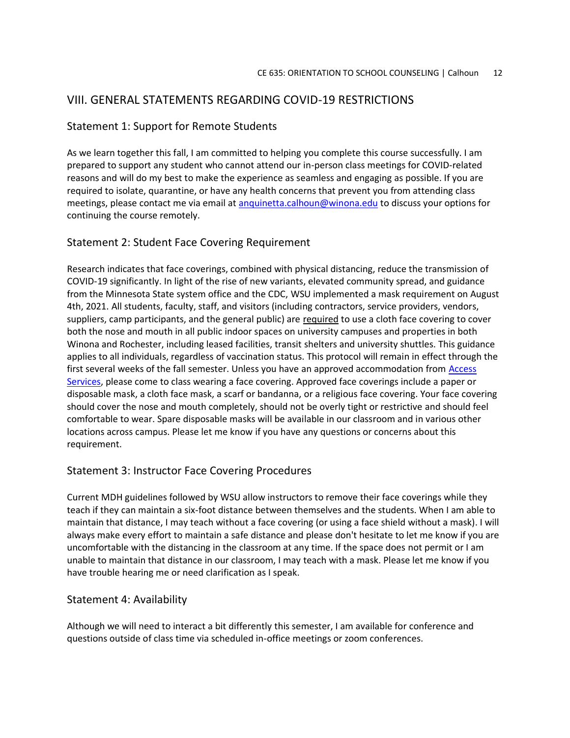## VIII. GENERAL STATEMENTS REGARDING COVID-19 RESTRICTIONS

### Statement 1: Support for Remote Students

As we learn together this fall, I am committed to helping you complete this course successfully. I am prepared to support any student who cannot attend our in-person class meetings for COVID-related reasons and will do my best to make the experience as seamless and engaging as possible. If you are required to isolate, quarantine, or have any health concerns that prevent you from attending class meetings, please contact me via email at anquinetta.calhoun@winona.edu to discuss your options for continuing the course remotely.

### Statement 2: Student Face Covering Requirement

Research indicates that face coverings, combined with physical distancing, reduce the transmission of COVID-19 significantly. In light of the rise of new variants, elevated community spread, and guidance from the Minnesota State system office and the CDC, WSU implemented a mask requirement on August 4th, 2021. All students, faculty, staff, and visitors (including contractors, service providers, vendors, suppliers, camp participants, and the general public) are required to use a cloth face covering to cover both the nose and mouth in all public indoor spaces on university campuses and properties in both Winona and Rochester, including leased facilities, transit shelters and university shuttles. This guidance applies to all individuals, regardless of vaccination status. This protocol will remain in effect through the first several weeks of the fall semester. Unless you have an approved accommodation from Access Services, please come to class wearing a face covering. Approved face coverings include a paper or disposable mask, a cloth face mask, a scarf or bandanna, or a religious face covering. Your face covering should cover the nose and mouth completely, should not be overly tight or restrictive and should feel comfortable to wear. Spare disposable masks will be available in our classroom and in various other locations across campus. Please let me know if you have any questions or concerns about this requirement.

### Statement 3: Instructor Face Covering Procedures

Current MDH guidelines followed by WSU allow instructors to remove their face coverings while they teach if they can maintain a six-foot distance between themselves and the students. When I am able to maintain that distance, I may teach without a face covering (or using a face shield without a mask). I will always make every effort to maintain a safe distance and please don't hesitate to let me know if you are uncomfortable with the distancing in the classroom at any time. If the space does not permit or I am unable to maintain that distance in our classroom, I may teach with a mask. Please let me know if you have trouble hearing me or need clarification as I speak.

### Statement 4: Availability

Although we will need to interact a bit differently this semester, I am available for conference and questions outside of class time via scheduled in-office meetings or zoom conferences.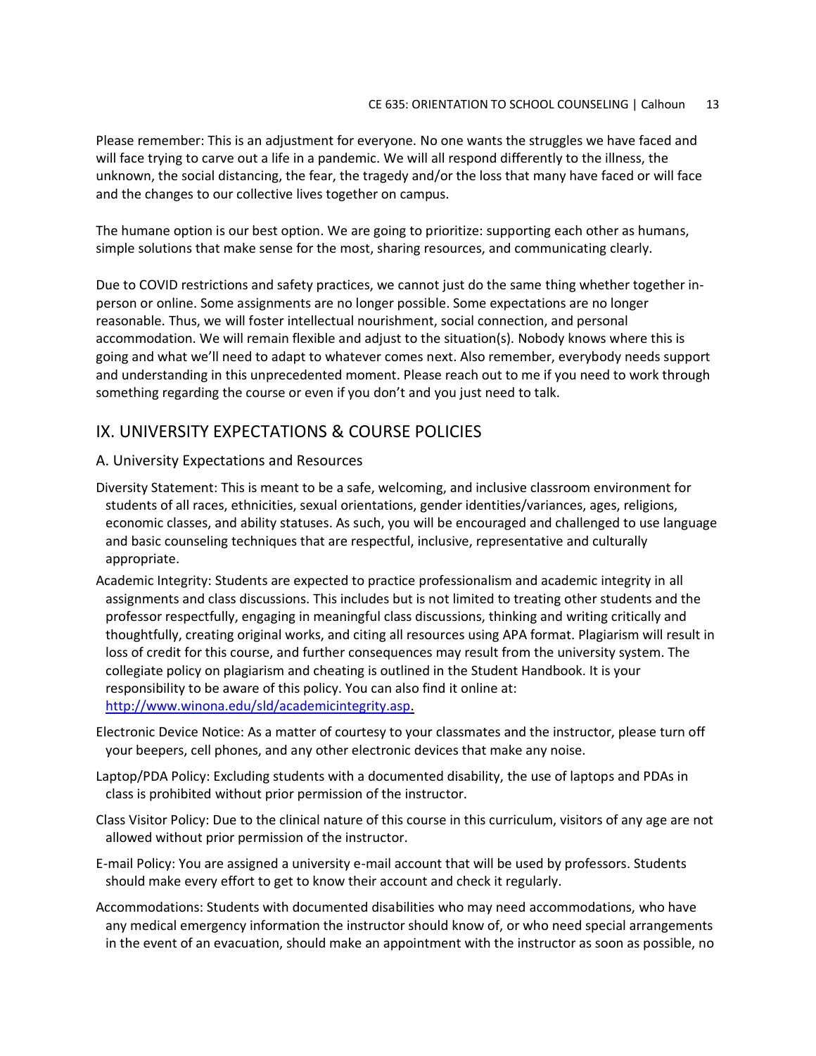Please remember: This is an adjustment for everyone. No one wants the struggles we have faced and will face trying to carve out a life in a pandemic. We will all respond differently to the illness, the unknown, the social distancing, the fear, the tragedy and/or the loss that many have faced or will face and the changes to our collective lives together on campus.

The humane option is our best option. We are going to prioritize: supporting each other as humans, simple solutions that make sense for the most, sharing resources, and communicating clearly.

Due to COVID restrictions and safety practices, we cannot just do the same thing whether together in-person or online. Some assignments are no longer possible. Some expectations are no longer reasonable. Thus, we will foster intellectual nourishment, social connection, and personal accommodation. We will remain flexible and adjust to the situation(s). Nobody knows where this is going and what we'll need to adapt to whatever comes next. Also remember, everybody needs support and understanding in this unprecedented moment. Please reach out to me if you need to work through something regarding the course or even if you don't and you just need to talk.

## IX. UNIVERSITY EXPECTATIONS & COURSE POLICIES

### A. University Expectations and Resources

Diversity Statement: This is meant to be a safe, welcoming, and inclusive classroom environment for students of all races, ethnicities, sexual orientations, gender identities/variances, ages, religions, economic classes, and ability statuses. As such, you will be encouraged and challenged to use language and basic counseling techniques that are respectful, inclusive, representative and culturally appropriate.

Academic Integrity: Students are expected to practice professionalism and academic integrity in all assignments and class discussions. This includes but is not limited to treating other students and the professor respectfully, engaging in meaningful class discussions, thinking and writing critically and thoughtfully, creating original works, and citing all resources using APA format. Plagiarism will result in loss of credit for this course, and further consequences may result from the university system. The collegiate policy on plagiarism and cheating is outlined in the Student Handbook. It is your responsibility to be aware of this policy. You can also find it online at: [http://www.winona.edu/sld/academicintegrity.asp](http://www.winona.edu/sld/academicintegrity.asp).

Electronic Device Notice: As a matter of courtesy to your classmates and the instructor, please turn off your beepers, cell phones, and any other electronic devices that make any noise.

Laptop/PDA Policy: Excluding students with a documented disability, the use of laptops and PDAs in class is prohibited without prior permission of the instructor.

Class Visitor Policy: Due to the clinical nature of this course in this curriculum, visitors of any age are not allowed without prior permission of the instructor.

E-mail Policy: You are assigned a university e-mail account that will be used by professors. Students should make every effort to get to know their account and check it regularly.

Accommodations: Students with documented disabilities who may need accommodations, who have any medical emergency information the instructor should know of, or who need special arrangements in the event of an evacuation, should make an appointment with the instructor as soon as possible, no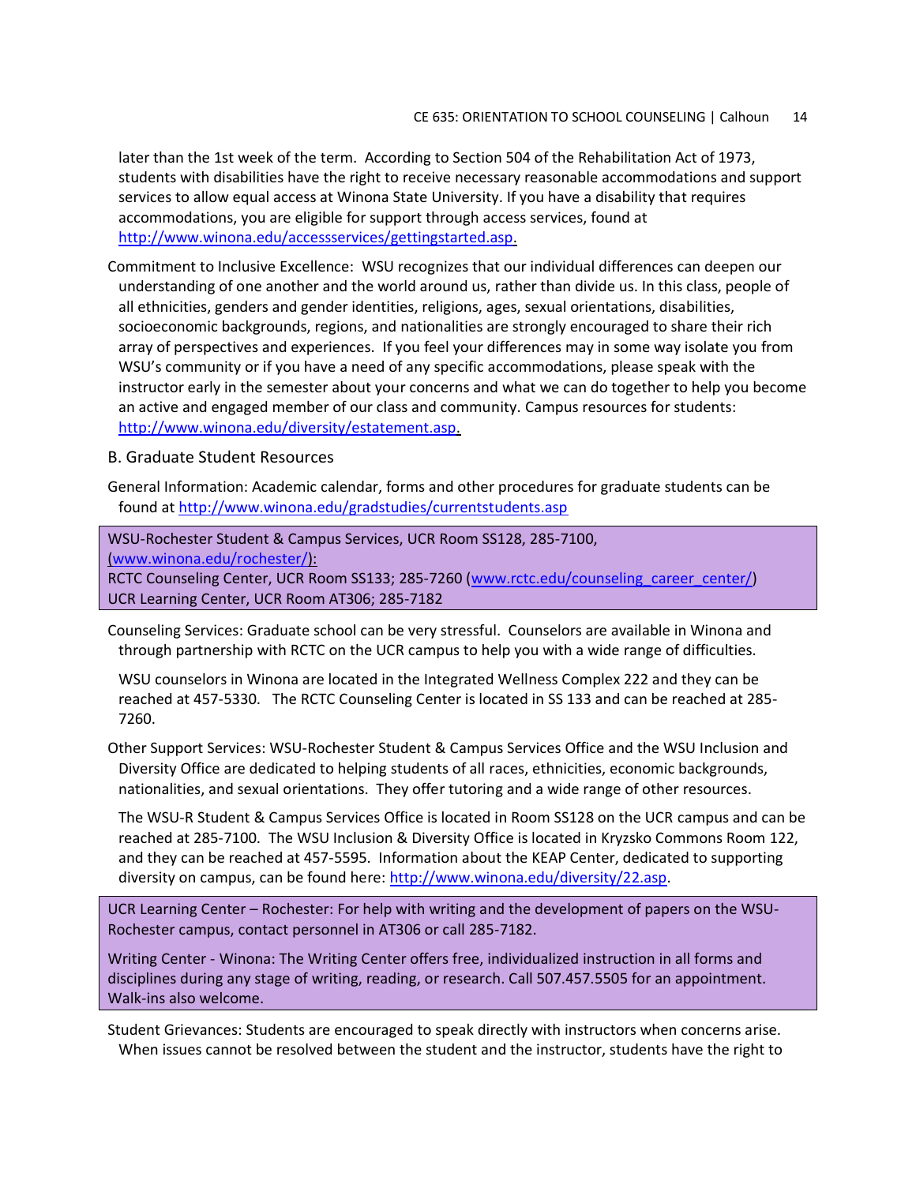later than the 1st week of the term. According to Section 504 of the Rehabilitation Act of 1973, students with disabilities have the right to receive necessary reasonable accommodations and support services to allow equal access at Winona State University. If you have a disability that requires accommodations, you are eligible for support through access services, found at [http://www.winona.edu/accessservices/gettingstarted.asp](http://www.winona.edu/accessservices/gettingstarted.asp).

Commitment to Inclusive Excellence: WSU recognizes that our individual differences can deepen our understanding of one another and the world around us, rather than divide us. In this class, people of all ethnicities, genders and gender identities, religions, ages, sexual orientations, disabilities, socioeconomic backgrounds, regions, and nationalities are strongly encouraged to share their rich array of perspectives and experiences. If you feel your differences may in some way isolate you from WSU's community or if you have a need of any specific accommodations, please speak with the instructor early in the semester about your concerns and what we can do together to help you become an active and engaged member of our class and community. Campus resources for students: [http://www.winona.edu/diversity/estatement.asp](http://www.winona.edu/diversity/estatement.asp).

## B. Graduate Student Resources

General Information: Academic calendar, forms and other procedures for graduate students can be found at [http://www.winona.edu/gradstudies/currentstudents.asp](http://www.winona.edu/gradstudies/currentstudents.asp)

WSU-Rochester Student & Campus Services, UCR Room SS128, 285-7100, ([www.winona.edu/rochester/](http://www.winona.edu/rochester/)):
RCTC Counseling Center, UCR Room SS133; 285-7260 ([www.rctc.edu/counseling_career_center/](http://www.rctc.edu/counseling_career_center/))
UCR Learning Center, UCR Room AT306; 285-7182

Counseling Services: Graduate school can be very stressful. Counselors are available in Winona and through partnership with RCTC on the UCR campus to help you with a wide range of difficulties.

WSU counselors in Winona are located in the Integrated Wellness Complex 222 and they can be reached at 457-5330. The RCTC Counseling Center is located in SS 133 and can be reached at 285-7260.

Other Support Services: WSU-Rochester Student & Campus Services Office and the WSU Inclusion and Diversity Office are dedicated to helping students of all races, ethnicities, economic backgrounds, nationalities, and sexual orientations. They offer tutoring and a wide range of other resources.

The WSU-R Student & Campus Services Office is located in Room SS128 on the UCR campus and can be reached at 285-7100. The WSU Inclusion & Diversity Office is located in Kryzsko Commons Room 122, and they can be reached at 457-5595. Information about the KEAP Center, dedicated to supporting diversity on campus, can be found here: [http://www.winona.edu/diversity/22.asp](http://www.winona.edu/diversity/22.asp).

UCR Learning Center – Rochester: For help with writing and the development of papers on the WSU-Rochester campus, contact personnel in AT306 or call 285-7182.

Writing Center - Winona: The Writing Center offers free, individualized instruction in all forms and disciplines during any stage of writing, reading, or research. Call 507.457.5505 for an appointment. Walk-ins also welcome.

Student Grievances: Students are encouraged to speak directly with instructors when concerns arise. When issues cannot be resolved between the student and the instructor, students have the right to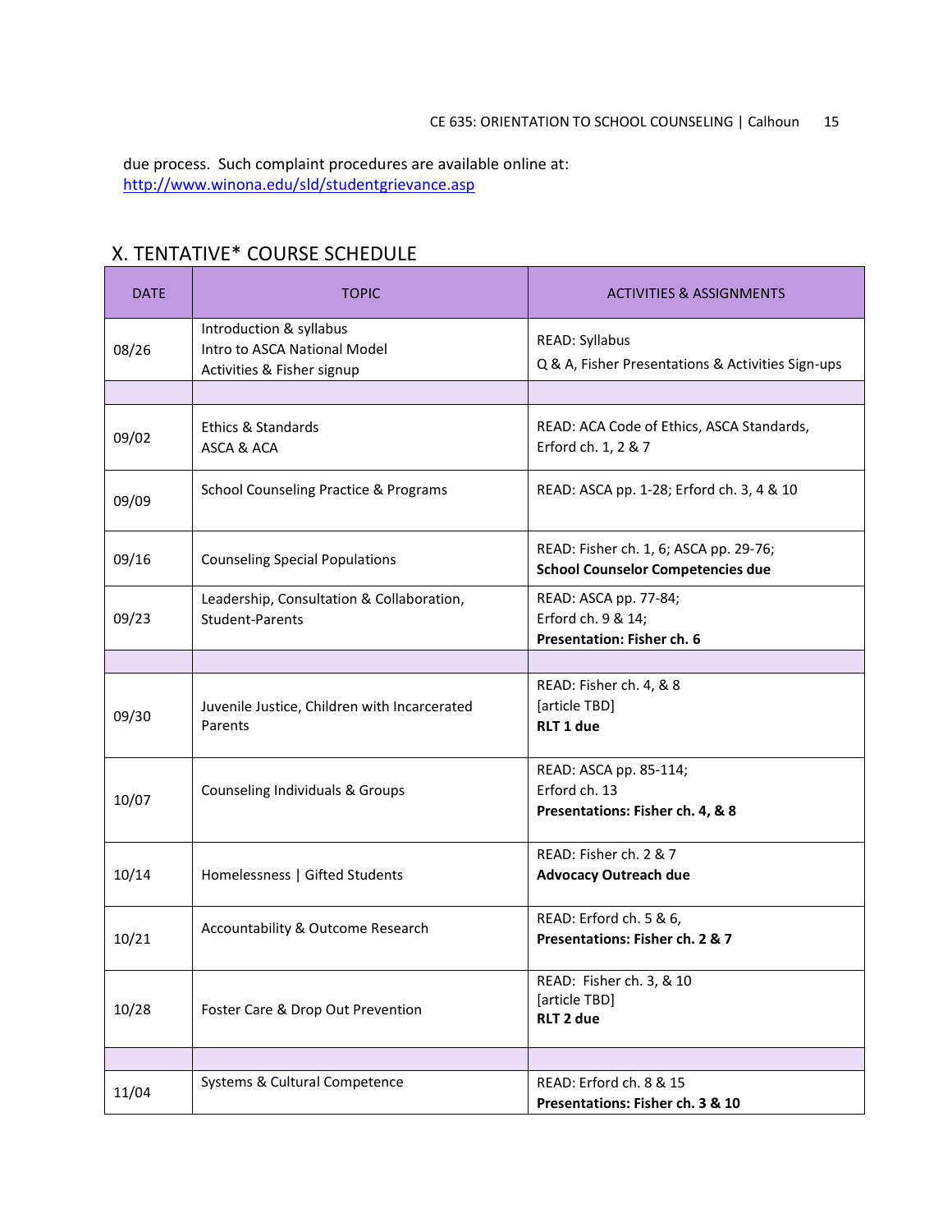due process. Such complaint procedures are available online at: http://www.winona.edu/sld/studentgrievance.asp

## X. TENTATIVE* COURSE SCHEDULE

| DATE | TOPIC | ACTIVITIES & ASSIGNMENTS |
|---|---|---|
| 08/26 | Introduction & syllabus<br>Intro to ASCA National Model<br>Activities & Fisher signup | READ: Syllabus<br>Q & A, Fisher Presentations & Activities Sign-ups |
| | | |
| 09/02 | Ethics & Standards<br>ASCA & ACA | READ: ACA Code of Ethics, ASCA Standards, Erford ch. 1, 2 & 7 |
| 09/09 | School Counseling Practice & Programs | READ: ASCA pp. 1-28; Erford ch. 3, 4 & 10 |
| 09/16 | Counseling Special Populations | READ: Fisher ch. 1, 6; ASCA pp. 29-76;<br>**School Counselor Competencies due** |
| 09/23 | Leadership, Consultation & Collaboration, Student-Parents | READ: ASCA pp. 77-84;<br>Erford ch. 9 & 14;<br>**Presentation: Fisher ch. 6** |
| | | |
| 09/30 | Juvenile Justice, Children with Incarcerated Parents | READ: Fisher ch. 4, & 8<br>[article TBD]<br>**RLT 1 due** |
| 10/07 | Counseling Individuals & Groups | READ: ASCA pp. 85-114;<br>Erford ch. 13<br>**Presentations: Fisher ch. 4, & 8** |
| 10/14 | Homelessness \| Gifted Students | READ: Fisher ch. 2 & 7<br>**Advocacy Outreach due** |
| 10/21 | Accountability & Outcome Research | READ: Erford ch. 5 & 6,<br>**Presentations: Fisher ch. 2 & 7** |
| 10/28 | Foster Care & Drop Out Prevention | READ: Fisher ch. 3, & 10<br>[article TBD]<br>**RLT 2 due** |
| | | |
| 11/04 | Systems & Cultural Competence | READ: Erford ch. 8 & 15<br>**Presentations: Fisher ch. 3 & 10** |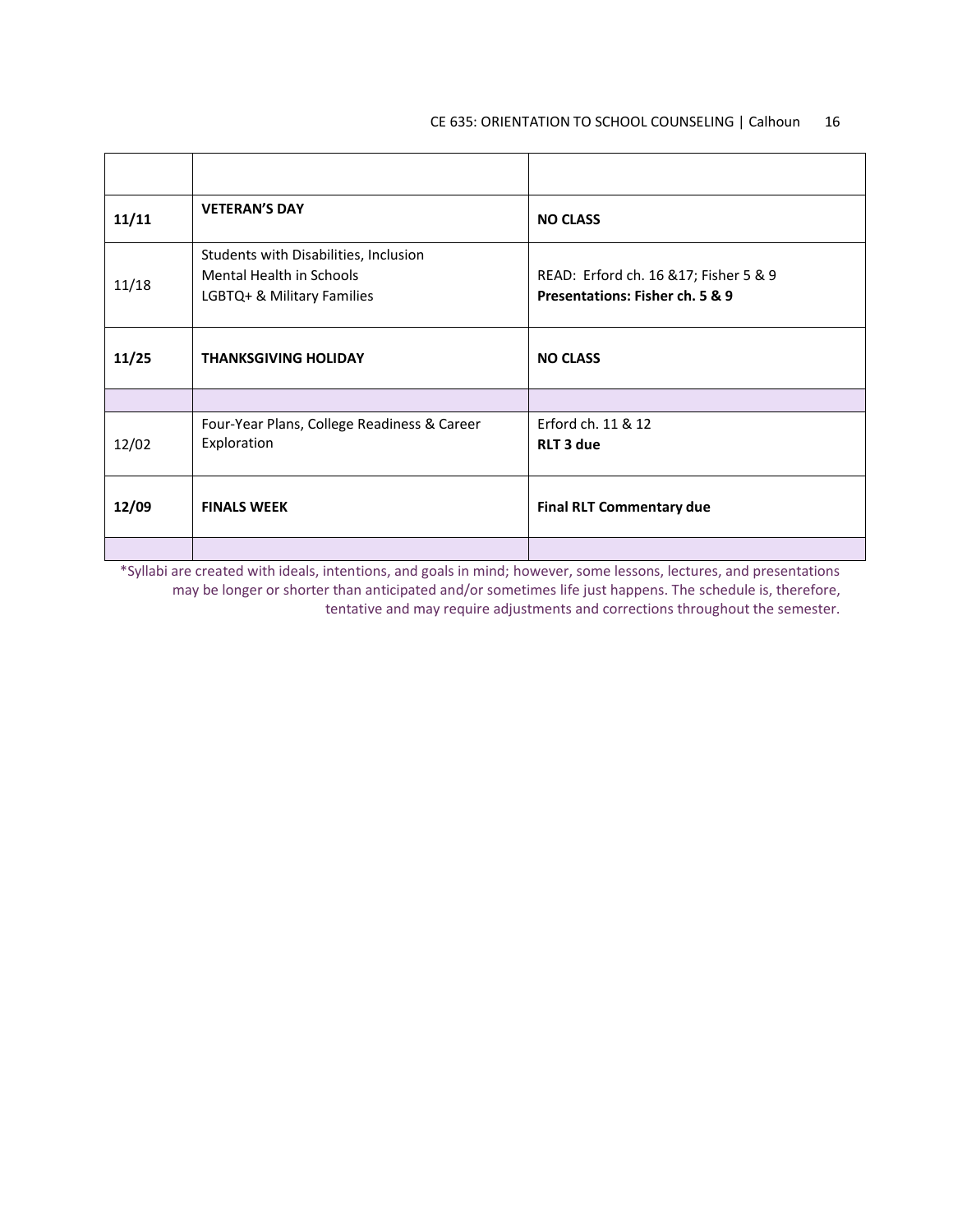| | | |
|---|---|---|
| | | |
| **11/11** | **VETERAN'S DAY** | **NO CLASS** |
| 11/18 | Students with Disabilities, Inclusion<br>Mental Health in Schools<br>LGBTQ+ & Military Families | READ: Erford ch. 16 &17; Fisher 5 & 9<br>**Presentations: Fisher ch. 5 & 9** |
| **11/25** | **THANKSGIVING HOLIDAY** | **NO CLASS** |
| | | |
| 12/02 | Four-Year Plans, College Readiness & Career Exploration | Erford ch. 11 & 12<br>**RLT 3 due** |
| **12/09** | **FINALS WEEK** | **Final RLT Commentary due** |
| | | |

*Syllabi are created with ideals, intentions, and goals in mind; however, some lessons, lectures, and presentations may be longer or shorter than anticipated and/or sometimes life just happens. The schedule is, therefore, tentative and may require adjustments and corrections throughout the semester.